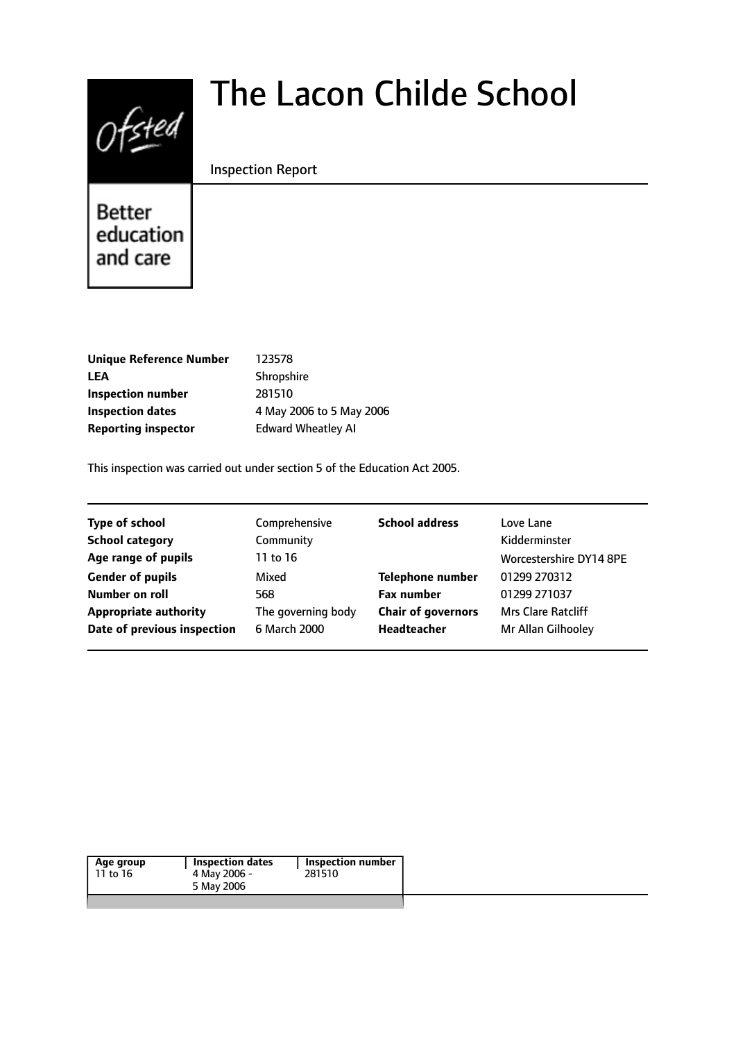# The Lacon Childe School

Inspection Report

Ofsted

Better education and care

| | |
|---|---|
| **Unique Reference Number** | 123578 |
| **LEA** | Shropshire |
| **Inspection number** | 281510 |
| **Inspection dates** | 4 May 2006 to 5 May 2006 |
| **Reporting inspector** | Edward Wheatley AI |

This inspection was carried out under section 5 of the Education Act 2005.

| | | | |
|---|---|---|---|
| **Type of school** | Comprehensive | **School address** | Love Lane |
| **School category** | Community | | Kidderminster |
| **Age range of pupils** | 11 to 16 | | Worcestershire DY14 8PE |
| **Gender of pupils** | Mixed | **Telephone number** | 01299 270312 |
| **Number on roll** | 568 | **Fax number** | 01299 271037 |
| **Appropriate authority** | The governing body | **Chair of governors** | Mrs Clare Ratcliff |
| **Date of previous inspection** | 6 March 2000 | **Headteacher** | Mr Allan Gilhooley |

| Age group | Inspection dates | Inspection number |
|---|---|---|
| 11 to 16 | 4 May 2006 - 5 May 2006 | 281510 |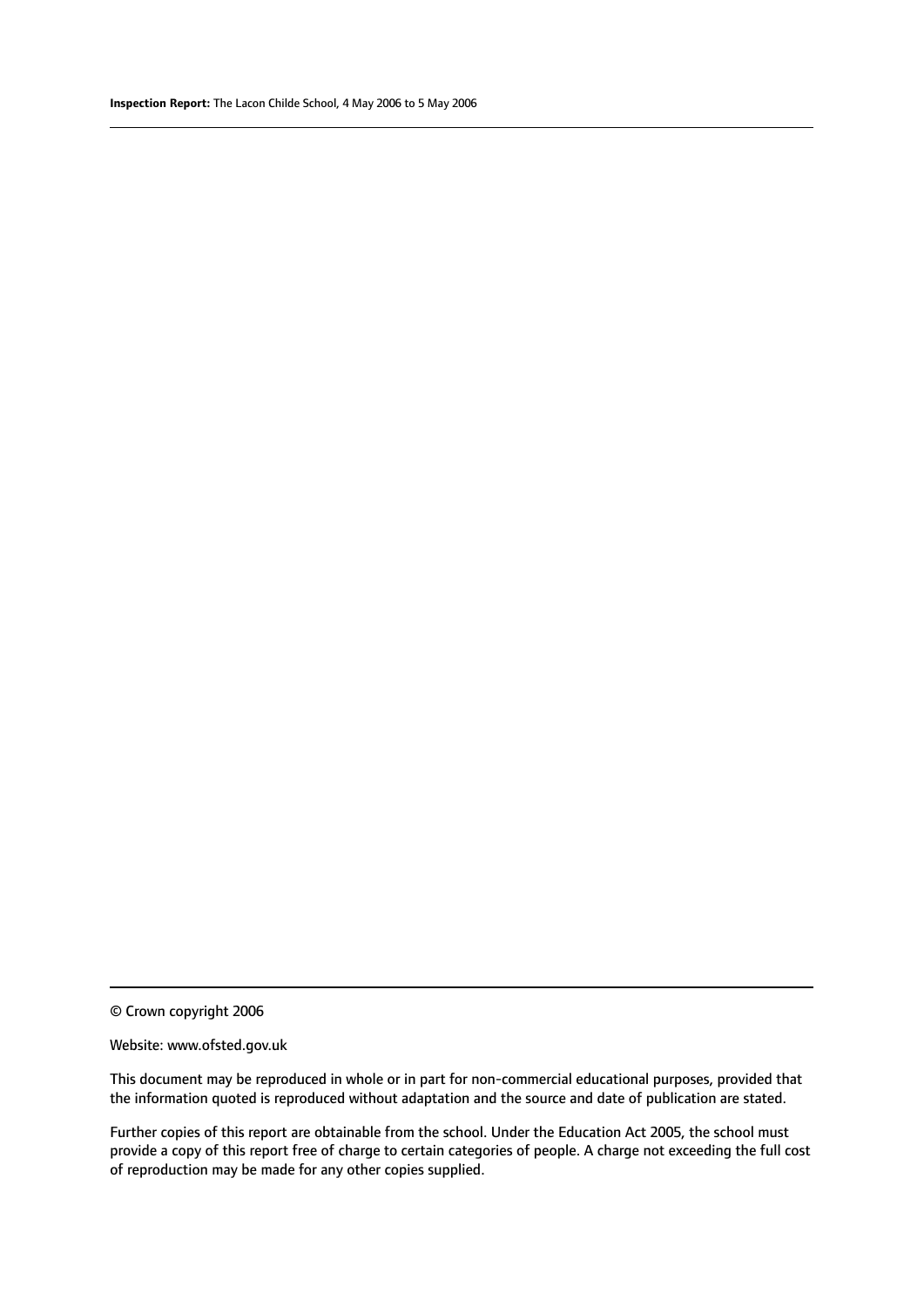© Crown copyright 2006

Website: www.ofsted.gov.uk

This document may be reproduced in whole or in part for non-commercial educational purposes, provided that the information quoted is reproduced without adaptation and the source and date of publication are stated.

Further copies of this report are obtainable from the school. Under the Education Act 2005, the school must provide a copy of this report free of charge to certain categories of people. A charge not exceeding the full cost of reproduction may be made for any other copies supplied.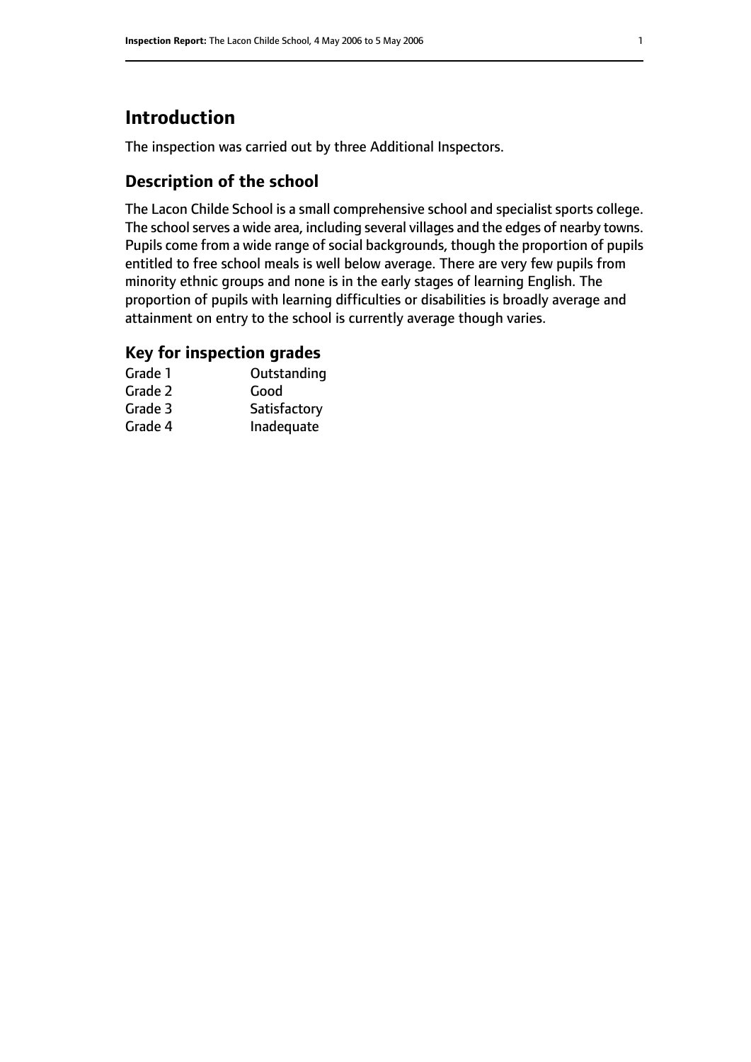# Introduction

The inspection was carried out by three Additional Inspectors.

## Description of the school

The Lacon Childe School is a small comprehensive school and specialist sports college. The school serves a wide area, including several villages and the edges of nearby towns. Pupils come from a wide range of social backgrounds, though the proportion of pupils entitled to free school meals is well below average. There are very few pupils from minority ethnic groups and none is in the early stages of learning English. The proportion of pupils with learning difficulties or disabilities is broadly average and attainment on entry to the school is currently average though varies.

## Key for inspection grades

| | |
|---|---|
| Grade 1 | Outstanding |
| Grade 2 | Good |
| Grade 3 | Satisfactory |
| Grade 4 | Inadequate |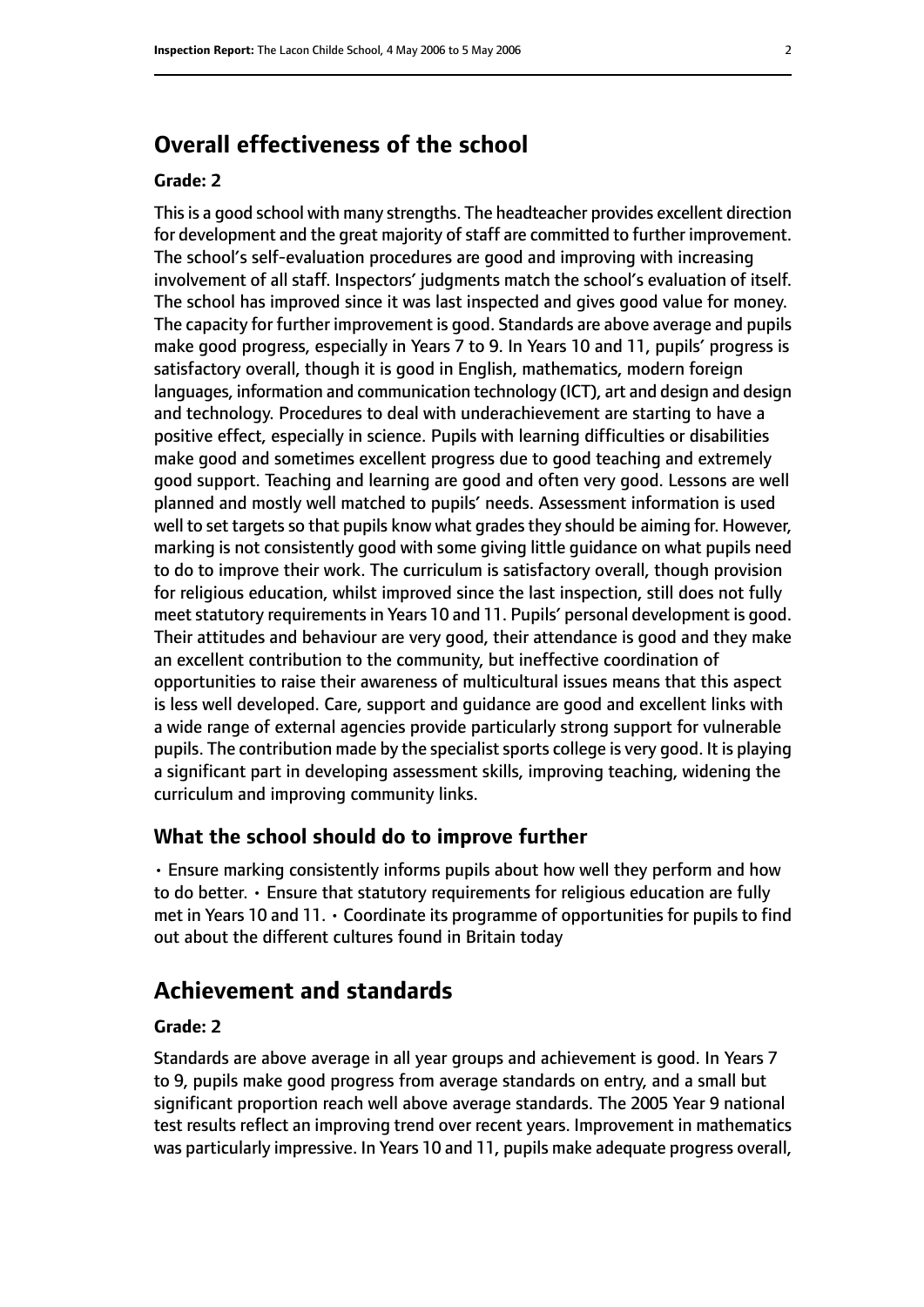## Overall effectiveness of the school

**Grade: 2**

This is a good school with many strengths. The headteacher provides excellent direction for development and the great majority of staff are committed to further improvement. The school's self-evaluation procedures are good and improving with increasing involvement of all staff. Inspectors' judgments match the school's evaluation of itself. The school has improved since it was last inspected and gives good value for money. The capacity for further improvement is good. Standards are above average and pupils make good progress, especially in Years 7 to 9. In Years 10 and 11, pupils' progress is satisfactory overall, though it is good in English, mathematics, modern foreign languages, information and communication technology (ICT), art and design and design and technology. Procedures to deal with underachievement are starting to have a positive effect, especially in science. Pupils with learning difficulties or disabilities make good and sometimes excellent progress due to good teaching and extremely good support. Teaching and learning are good and often very good. Lessons are well planned and mostly well matched to pupils' needs. Assessment information is used well to set targets so that pupils know what grades they should be aiming for. However, marking is not consistently good with some giving little guidance on what pupils need to do to improve their work. The curriculum is satisfactory overall, though provision for religious education, whilst improved since the last inspection, still does not fully meet statutory requirements in Years 10 and 11. Pupils' personal development is good. Their attitudes and behaviour are very good, their attendance is good and they make an excellent contribution to the community, but ineffective coordination of opportunities to raise their awareness of multicultural issues means that this aspect is less well developed. Care, support and guidance are good and excellent links with a wide range of external agencies provide particularly strong support for vulnerable pupils. The contribution made by the specialist sports college is very good. It is playing a significant part in developing assessment skills, improving teaching, widening the curriculum and improving community links.

### What the school should do to improve further

- Ensure marking consistently informs pupils about how well they perform and how to do better.
- Ensure that statutory requirements for religious education are fully met in Years 10 and 11.
- Coordinate its programme of opportunities for pupils to find out about the different cultures found in Britain today

## Achievement and standards

**Grade: 2**

Standards are above average in all year groups and achievement is good. In Years 7 to 9, pupils make good progress from average standards on entry, and a small but significant proportion reach well above average standards. The 2005 Year 9 national test results reflect an improving trend over recent years. Improvement in mathematics was particularly impressive. In Years 10 and 11, pupils make adequate progress overall,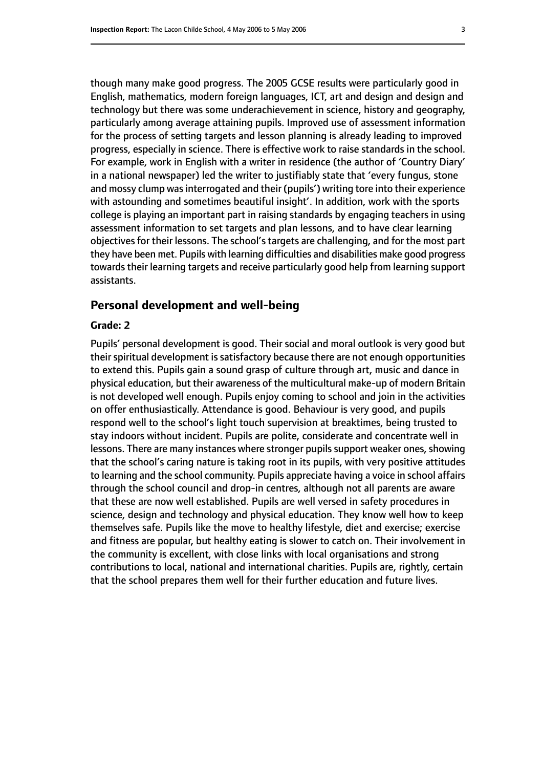though many make good progress. The 2005 GCSE results were particularly good in English, mathematics, modern foreign languages, ICT, art and design and design and technology but there was some underachievement in science, history and geography, particularly among average attaining pupils. Improved use of assessment information for the process of setting targets and lesson planning is already leading to improved progress, especially in science. There is effective work to raise standards in the school. For example, work in English with a writer in residence (the author of 'Country Diary' in a national newspaper) led the writer to justifiably state that 'every fungus, stone and mossy clump was interrogated and their (pupils') writing tore into their experience with astounding and sometimes beautiful insight'. In addition, work with the sports college is playing an important part in raising standards by engaging teachers in using assessment information to set targets and plan lessons, and to have clear learning objectives for their lessons. The school's targets are challenging, and for the most part they have been met. Pupils with learning difficulties and disabilities make good progress towards their learning targets and receive particularly good help from learning support assistants.

## Personal development and well-being

**Grade: 2**

Pupils' personal development is good. Their social and moral outlook is very good but their spiritual development is satisfactory because there are not enough opportunities to extend this. Pupils gain a sound grasp of culture through art, music and dance in physical education, but their awareness of the multicultural make-up of modern Britain is not developed well enough. Pupils enjoy coming to school and join in the activities on offer enthusiastically. Attendance is good. Behaviour is very good, and pupils respond well to the school's light touch supervision at breaktimes, being trusted to stay indoors without incident. Pupils are polite, considerate and concentrate well in lessons. There are many instances where stronger pupils support weaker ones, showing that the school's caring nature is taking root in its pupils, with very positive attitudes to learning and the school community. Pupils appreciate having a voice in school affairs through the school council and drop-in centres, although not all parents are aware that these are now well established. Pupils are well versed in safety procedures in science, design and technology and physical education. They know well how to keep themselves safe. Pupils like the move to healthy lifestyle, diet and exercise; exercise and fitness are popular, but healthy eating is slower to catch on. Their involvement in the community is excellent, with close links with local organisations and strong contributions to local, national and international charities. Pupils are, rightly, certain that the school prepares them well for their further education and future lives.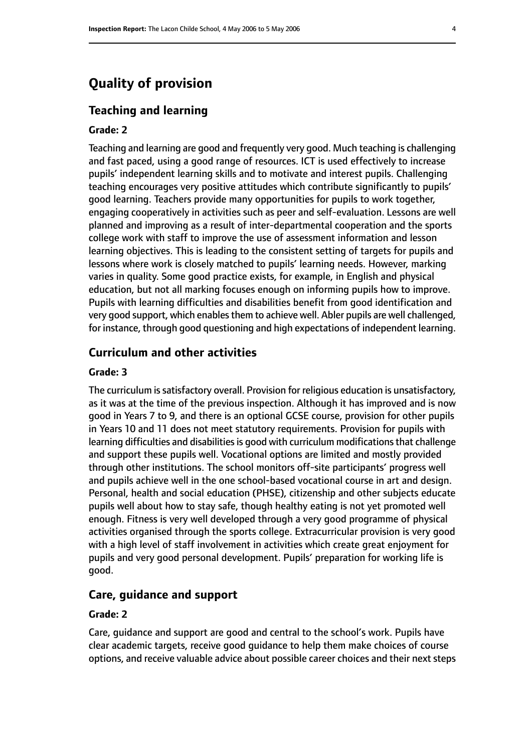# Quality of provision

## Teaching and learning

### Grade: 2

Teaching and learning are good and frequently very good. Much teaching is challenging and fast paced, using a good range of resources. ICT is used effectively to increase pupils' independent learning skills and to motivate and interest pupils. Challenging teaching encourages very positive attitudes which contribute significantly to pupils' good learning. Teachers provide many opportunities for pupils to work together, engaging cooperatively in activities such as peer and self-evaluation. Lessons are well planned and improving as a result of inter-departmental cooperation and the sports college work with staff to improve the use of assessment information and lesson learning objectives. This is leading to the consistent setting of targets for pupils and lessons where work is closely matched to pupils' learning needs. However, marking varies in quality. Some good practice exists, for example, in English and physical education, but not all marking focuses enough on informing pupils how to improve. Pupils with learning difficulties and disabilities benefit from good identification and very good support, which enables them to achieve well. Abler pupils are well challenged, for instance, through good questioning and high expectations of independent learning.

## Curriculum and other activities

### Grade: 3

The curriculum is satisfactory overall. Provision for religious education is unsatisfactory, as it was at the time of the previous inspection. Although it has improved and is now good in Years 7 to 9, and there is an optional GCSE course, provision for other pupils in Years 10 and 11 does not meet statutory requirements. Provision for pupils with learning difficulties and disabilities is good with curriculum modifications that challenge and support these pupils well. Vocational options are limited and mostly provided through other institutions. The school monitors off-site participants' progress well and pupils achieve well in the one school-based vocational course in art and design. Personal, health and social education (PHSE), citizenship and other subjects educate pupils well about how to stay safe, though healthy eating is not yet promoted well enough. Fitness is very well developed through a very good programme of physical activities organised through the sports college. Extracurricular provision is very good with a high level of staff involvement in activities which create great enjoyment for pupils and very good personal development. Pupils' preparation for working life is good.

## Care, guidance and support

### Grade: 2

Care, guidance and support are good and central to the school's work. Pupils have clear academic targets, receive good guidance to help them make choices of course options, and receive valuable advice about possible career choices and their next steps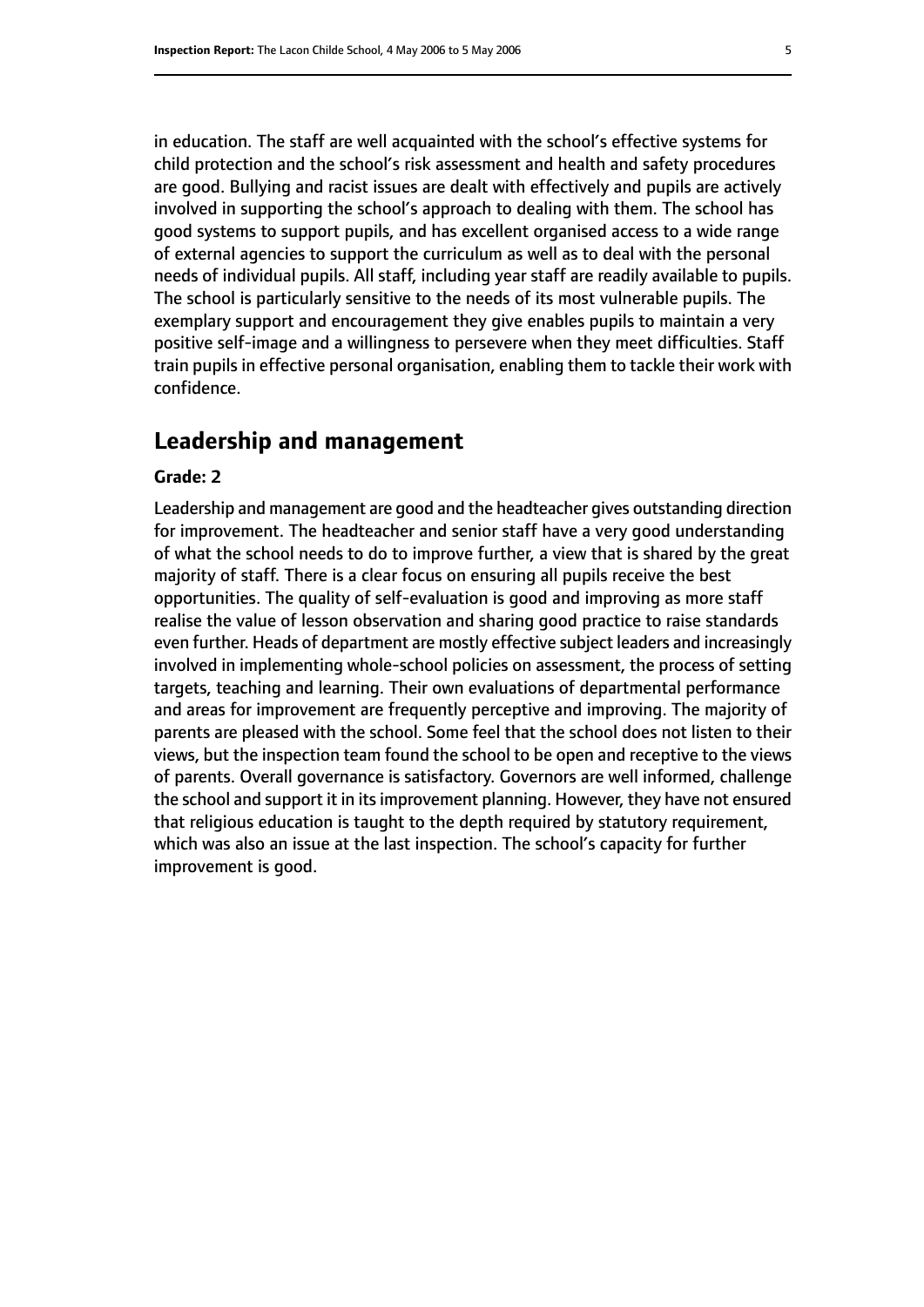in education. The staff are well acquainted with the school's effective systems for child protection and the school's risk assessment and health and safety procedures are good. Bullying and racist issues are dealt with effectively and pupils are actively involved in supporting the school's approach to dealing with them. The school has good systems to support pupils, and has excellent organised access to a wide range of external agencies to support the curriculum as well as to deal with the personal needs of individual pupils. All staff, including year staff are readily available to pupils. The school is particularly sensitive to the needs of its most vulnerable pupils. The exemplary support and encouragement they give enables pupils to maintain a very positive self-image and a willingness to persevere when they meet difficulties. Staff train pupils in effective personal organisation, enabling them to tackle their work with confidence.

## Leadership and management

**Grade: 2**

Leadership and management are good and the headteacher gives outstanding direction for improvement. The headteacher and senior staff have a very good understanding of what the school needs to do to improve further, a view that is shared by the great majority of staff. There is a clear focus on ensuring all pupils receive the best opportunities. The quality of self-evaluation is good and improving as more staff realise the value of lesson observation and sharing good practice to raise standards even further. Heads of department are mostly effective subject leaders and increasingly involved in implementing whole-school policies on assessment, the process of setting targets, teaching and learning. Their own evaluations of departmental performance and areas for improvement are frequently perceptive and improving. The majority of parents are pleased with the school. Some feel that the school does not listen to their views, but the inspection team found the school to be open and receptive to the views of parents. Overall governance is satisfactory. Governors are well informed, challenge the school and support it in its improvement planning. However, they have not ensured that religious education is taught to the depth required by statutory requirement, which was also an issue at the last inspection. The school's capacity for further improvement is good.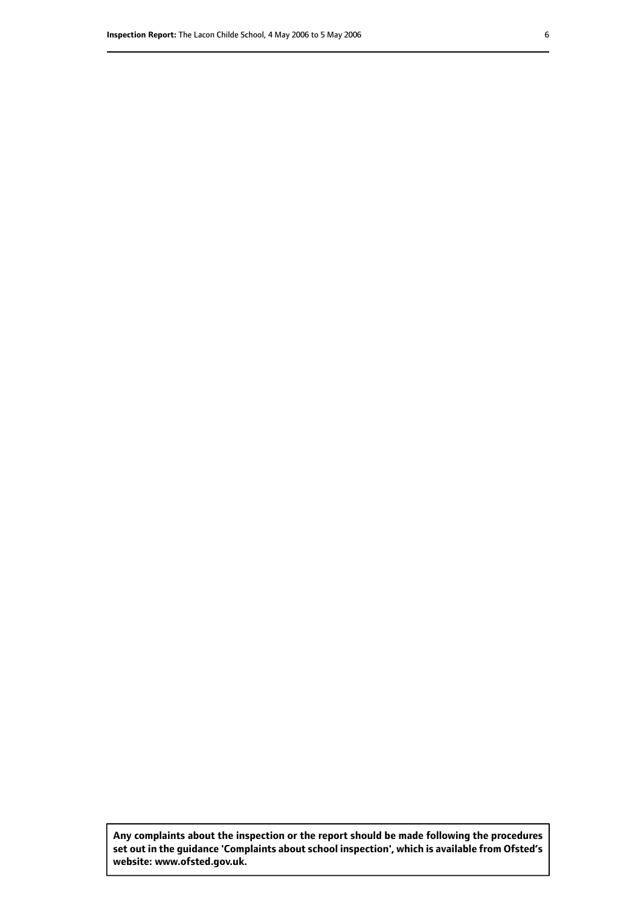**Any complaints about the inspection or the report should be made following the procedures set out in the guidance 'Complaints about school inspection', which is available from Ofsted's website: www.ofsted.gov.uk.**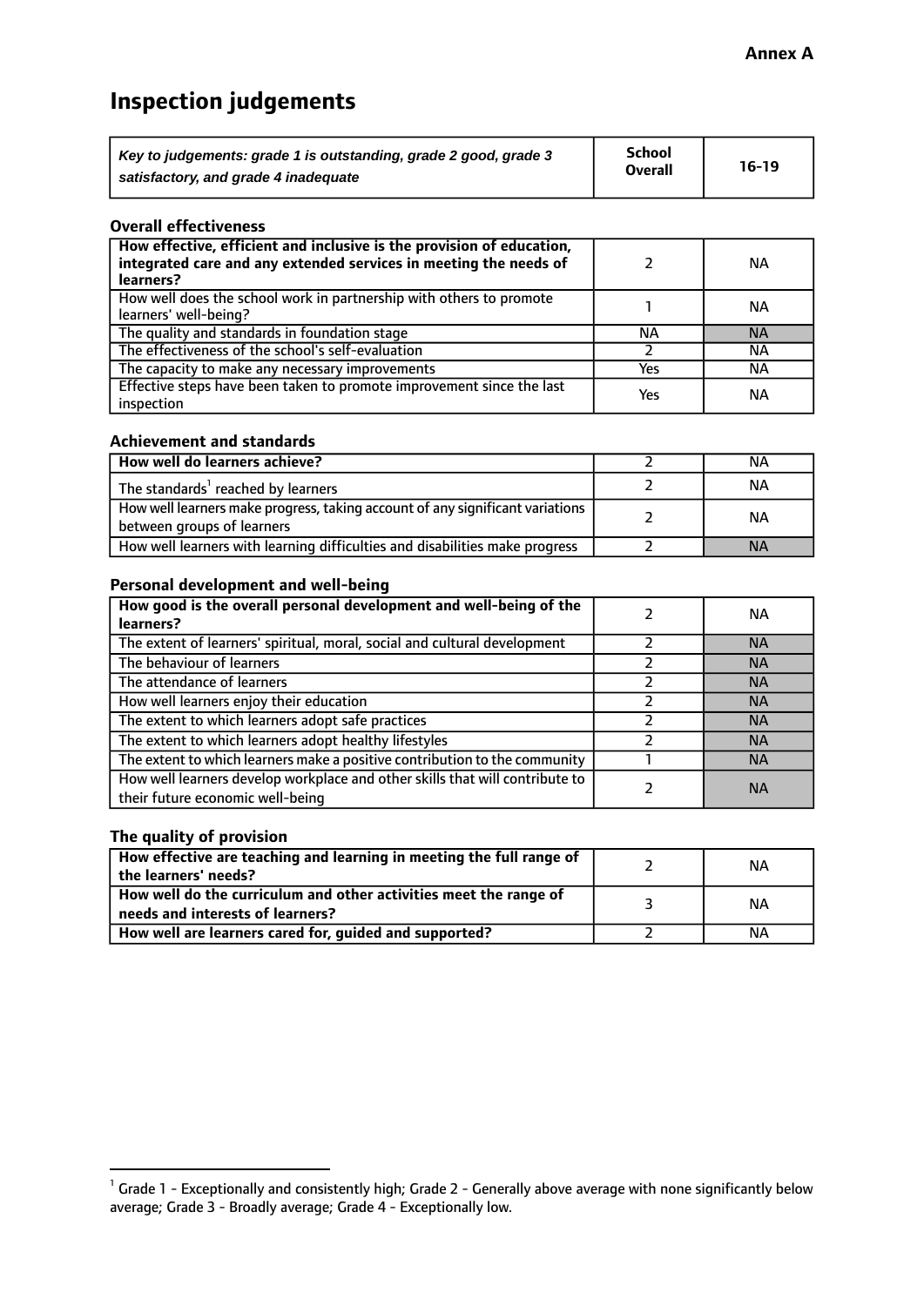**Annex A**

# Inspection judgements

| *Key to judgements: grade 1 is outstanding, grade 2 good, grade 3 satisfactory, and grade 4 inadequate* | School Overall | 16-19 |
|---|---|---|

### Overall effectiveness

| | | |
|---|---|---|
| **How effective, efficient and inclusive is the provision of education, integrated care and any extended services in meeting the needs of learners?** | 2 | NA |
| How well does the school work in partnership with others to promote learners' well-being? | 1 | NA |
| The quality and standards in foundation stage | NA | NA |
| The effectiveness of the school's self-evaluation | 2 | NA |
| The capacity to make any necessary improvements | Yes | NA |
| Effective steps have been taken to promote improvement since the last inspection | Yes | NA |

### Achievement and standards

| | | |
|---|---|---|
| **How well do learners achieve?** | 2 | NA |
| The standards[1] reached by learners | 2 | NA |
| How well learners make progress, taking account of any significant variations between groups of learners | 2 | NA |
| How well learners with learning difficulties and disabilities make progress | 2 | NA |

### Personal development and well-being

| | | |
|---|---|---|
| **How good is the overall personal development and well-being of the learners?** | 2 | NA |
| The extent of learners' spiritual, moral, social and cultural development | 2 | NA |
| The behaviour of learners | 2 | NA |
| The attendance of learners | 2 | NA |
| How well learners enjoy their education | 2 | NA |
| The extent to which learners adopt safe practices | 2 | NA |
| The extent to which learners adopt healthy lifestyles | 2 | NA |
| The extent to which learners make a positive contribution to the community | 1 | NA |
| How well learners develop workplace and other skills that will contribute to their future economic well-being | 2 | NA |

### The quality of provision

| | | |
|---|---|---|
| **How effective are teaching and learning in meeting the full range of the learners' needs?** | 2 | NA |
| **How well do the curriculum and other activities meet the range of needs and interests of learners?** | 3 | NA |
| **How well are learners cared for, guided and supported?** | 2 | NA |

[1] Grade 1 - Exceptionally and consistently high; Grade 2 - Generally above average with none significantly below average; Grade 3 - Broadly average; Grade 4 - Exceptionally low.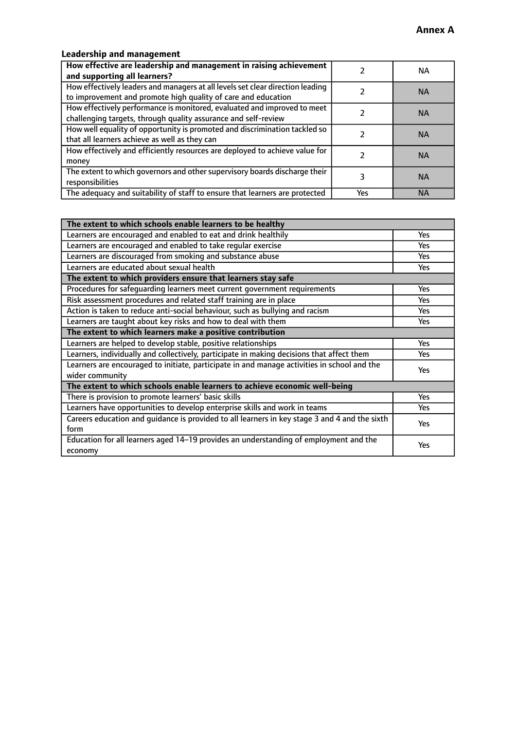## Leadership and management

| **How effective are leadership and management in raising achievement and supporting all learners?** | 2 | NA |
|---|---|---|
| How effectively leaders and managers at all levels set clear direction leading to improvement and promote high quality of care and education | 2 | NA |
| How effectively performance is monitored, evaluated and improved to meet challenging targets, through quality assurance and self-review | 2 | NA |
| How well equality of opportunity is promoted and discrimination tackled so that all learners achieve as well as they can | 2 | NA |
| How effectively and efficiently resources are deployed to achieve value for money | 2 | NA |
| The extent to which governors and other supervisory boards discharge their responsibilities | 3 | NA |
| The adequacy and suitability of staff to ensure that learners are protected | Yes | NA |

| **The extent to which schools enable learners to be healthy** | |
|---|---|
| Learners are encouraged and enabled to eat and drink healthily | Yes |
| Learners are encouraged and enabled to take regular exercise | Yes |
| Learners are discouraged from smoking and substance abuse | Yes |
| Learners are educated about sexual health | Yes |
| **The extent to which providers ensure that learners stay safe** | |
| Procedures for safeguarding learners meet current government requirements | Yes |
| Risk assessment procedures and related staff training are in place | Yes |
| Action is taken to reduce anti-social behaviour, such as bullying and racism | Yes |
| Learners are taught about key risks and how to deal with them | Yes |
| **The extent to which learners make a positive contribution** | |
| Learners are helped to develop stable, positive relationships | Yes |
| Learners, individually and collectively, participate in making decisions that affect them | Yes |
| Learners are encouraged to initiate, participate in and manage activities in school and the wider community | Yes |
| **The extent to which schools enable learners to achieve economic well-being** | |
| There is provision to promote learners' basic skills | Yes |
| Learners have opportunities to develop enterprise skills and work in teams | Yes |
| Careers education and guidance is provided to all learners in key stage 3 and 4 and the sixth form | Yes |
| Education for all learners aged 14–19 provides an understanding of employment and the economy | Yes |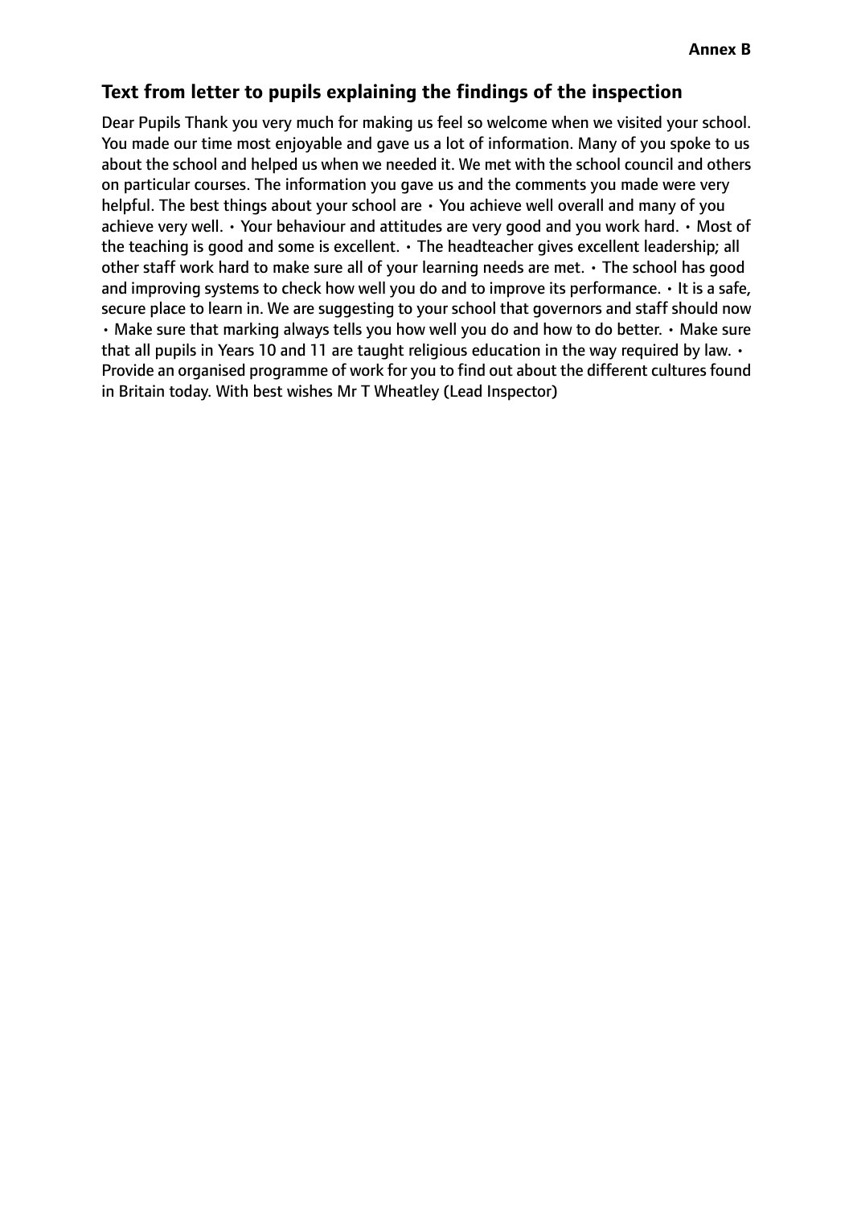**Annex B**

## Text from letter to pupils explaining the findings of the inspection

Dear Pupils Thank you very much for making us feel so welcome when we visited your school. You made our time most enjoyable and gave us a lot of information. Many of you spoke to us about the school and helped us when we needed it. We met with the school council and others on particular courses. The information you gave us and the comments you made were very helpful. The best things about your school are • You achieve well overall and many of you achieve very well. • Your behaviour and attitudes are very good and you work hard. • Most of the teaching is good and some is excellent. • The headteacher gives excellent leadership; all other staff work hard to make sure all of your learning needs are met. • The school has good and improving systems to check how well you do and to improve its performance. • It is a safe, secure place to learn in. We are suggesting to your school that governors and staff should now • Make sure that marking always tells you how well you do and how to do better. • Make sure that all pupils in Years 10 and 11 are taught religious education in the way required by law. • Provide an organised programme of work for you to find out about the different cultures found in Britain today. With best wishes Mr T Wheatley (Lead Inspector)